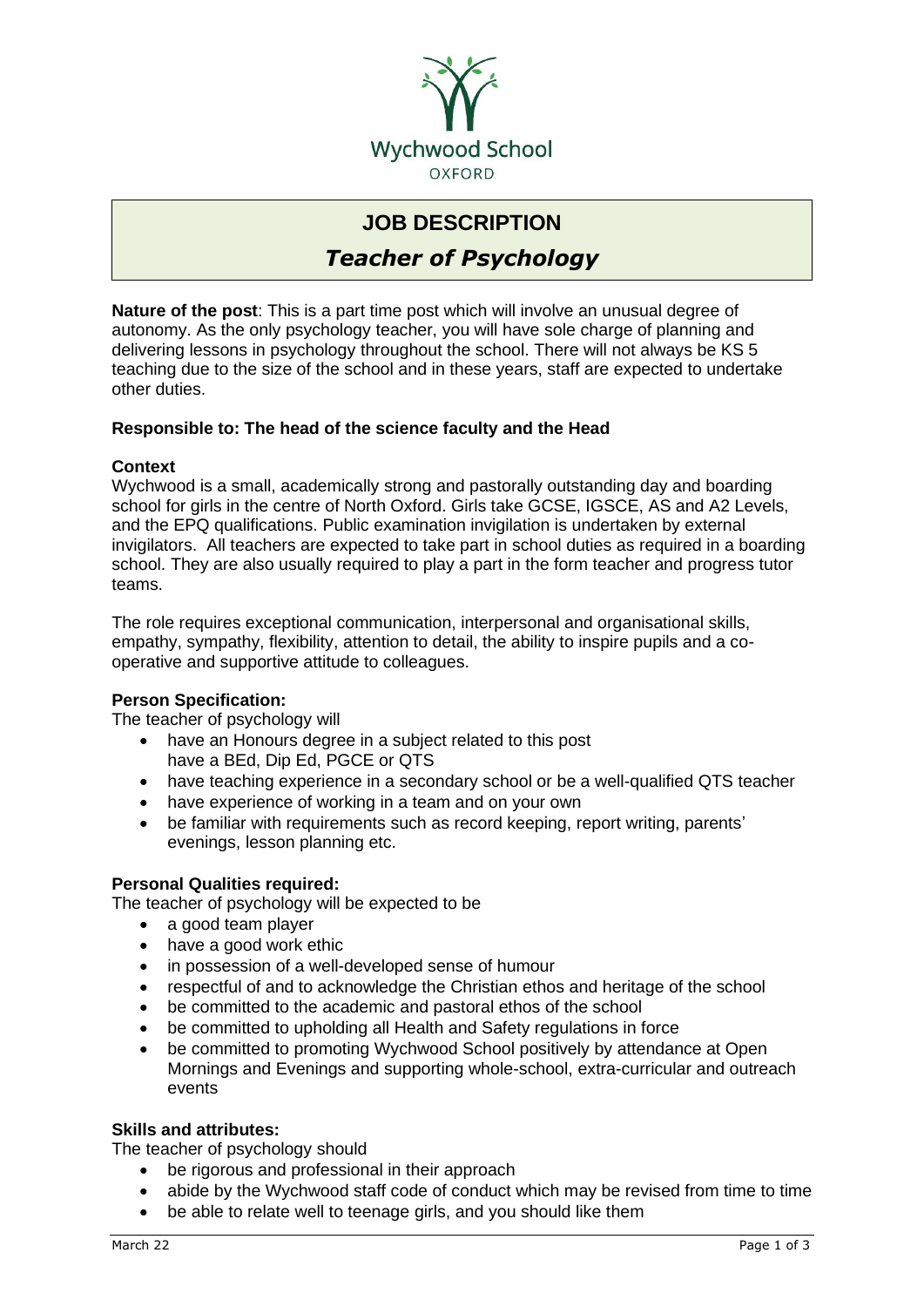Wychwood School
OXFORD

# JOB DESCRIPTION

## *Teacher of Psychology*

**Nature of the post**: This is a part time post which will involve an unusual degree of autonomy. As the only psychology teacher, you will have sole charge of planning and delivering lessons in psychology throughout the school. There will not always be KS 5 teaching due to the size of the school and in these years, staff are expected to undertake other duties.

**Responsible to: The head of the science faculty and the Head**

**Context**

Wychwood is a small, academically strong and pastorally outstanding day and boarding school for girls in the centre of North Oxford. Girls take GCSE, IGCSE, AS and A2 Levels, and the EPQ qualifications. Public examination invigilation is undertaken by external invigilators. All teachers are expected to take part in school duties as required in a boarding school. They are also usually required to play a part in the form teacher and progress tutor teams.

The role requires exceptional communication, interpersonal and organisational skills, empathy, sympathy, flexibility, attention to detail, the ability to inspire pupils and a co-operative and supportive attitude to colleagues.

**Person Specification:**

The teacher of psychology will

- have an Honours degree in a subject related to this post
  have a BEd, Dip Ed, PGCE or QTS
- have teaching experience in a secondary school or be a well-qualified QTS teacher
- have experience of working in a team and on your own
- be familiar with requirements such as record keeping, report writing, parents' evenings, lesson planning etc.

**Personal Qualities required:**

The teacher of psychology will be expected to be

- a good team player
- have a good work ethic
- in possession of a well-developed sense of humour
- respectful of and to acknowledge the Christian ethos and heritage of the school
- be committed to the academic and pastoral ethos of the school
- be committed to upholding all Health and Safety regulations in force
- be committed to promoting Wychwood School positively by attendance at Open Mornings and Evenings and supporting whole-school, extra-curricular and outreach events

**Skills and attributes:**

The teacher of psychology should

- be rigorous and professional in their approach
- abide by the Wychwood staff code of conduct which may be revised from time to time
- be able to relate well to teenage girls, and you should like them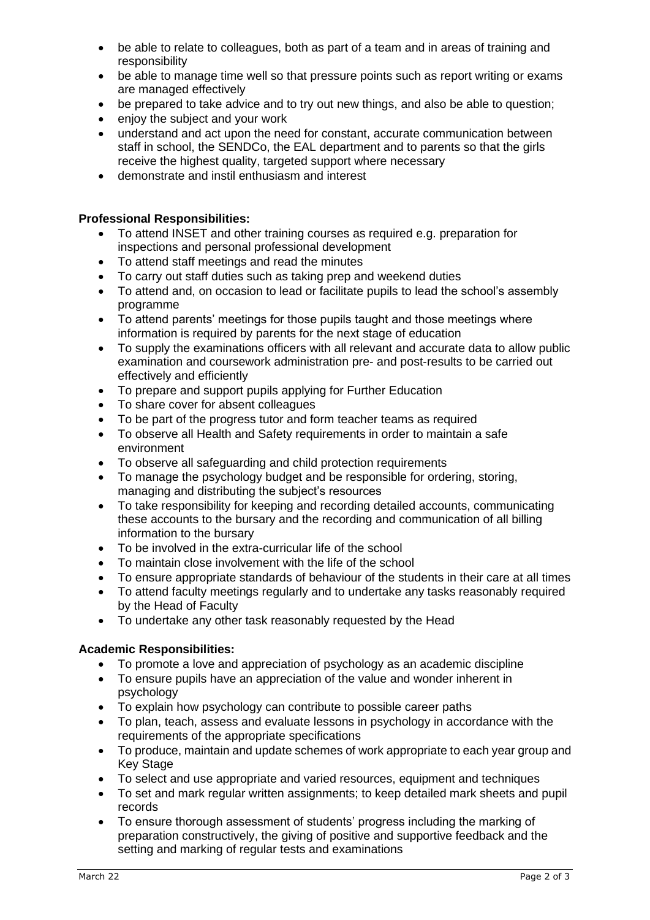- be able to relate to colleagues, both as part of a team and in areas of training and responsibility
- be able to manage time well so that pressure points such as report writing or exams are managed effectively
- be prepared to take advice and to try out new things, and also be able to question;
- enjoy the subject and your work
- understand and act upon the need for constant, accurate communication between staff in school, the SENDCo, the EAL department and to parents so that the girls receive the highest quality, targeted support where necessary
- demonstrate and instil enthusiasm and interest

**Professional Responsibilities:**

- To attend INSET and other training courses as required e.g. preparation for inspections and personal professional development
- To attend staff meetings and read the minutes
- To carry out staff duties such as taking prep and weekend duties
- To attend and, on occasion to lead or facilitate pupils to lead the school's assembly programme
- To attend parents' meetings for those pupils taught and those meetings where information is required by parents for the next stage of education
- To supply the examinations officers with all relevant and accurate data to allow public examination and coursework administration pre- and post-results to be carried out effectively and efficiently
- To prepare and support pupils applying for Further Education
- To share cover for absent colleagues
- To be part of the progress tutor and form teacher teams as required
- To observe all Health and Safety requirements in order to maintain a safe environment
- To observe all safeguarding and child protection requirements
- To manage the psychology budget and be responsible for ordering, storing, managing and distributing the subject's resources
- To take responsibility for keeping and recording detailed accounts, communicating these accounts to the bursary and the recording and communication of all billing information to the bursary
- To be involved in the extra-curricular life of the school
- To maintain close involvement with the life of the school
- To ensure appropriate standards of behaviour of the students in their care at all times
- To attend faculty meetings regularly and to undertake any tasks reasonably required by the Head of Faculty
- To undertake any other task reasonably requested by the Head

**Academic Responsibilities:**

- To promote a love and appreciation of psychology as an academic discipline
- To ensure pupils have an appreciation of the value and wonder inherent in psychology
- To explain how psychology can contribute to possible career paths
- To plan, teach, assess and evaluate lessons in psychology in accordance with the requirements of the appropriate specifications
- To produce, maintain and update schemes of work appropriate to each year group and Key Stage
- To select and use appropriate and varied resources, equipment and techniques
- To set and mark regular written assignments; to keep detailed mark sheets and pupil records
- To ensure thorough assessment of students' progress including the marking of preparation constructively, the giving of positive and supportive feedback and the setting and marking of regular tests and examinations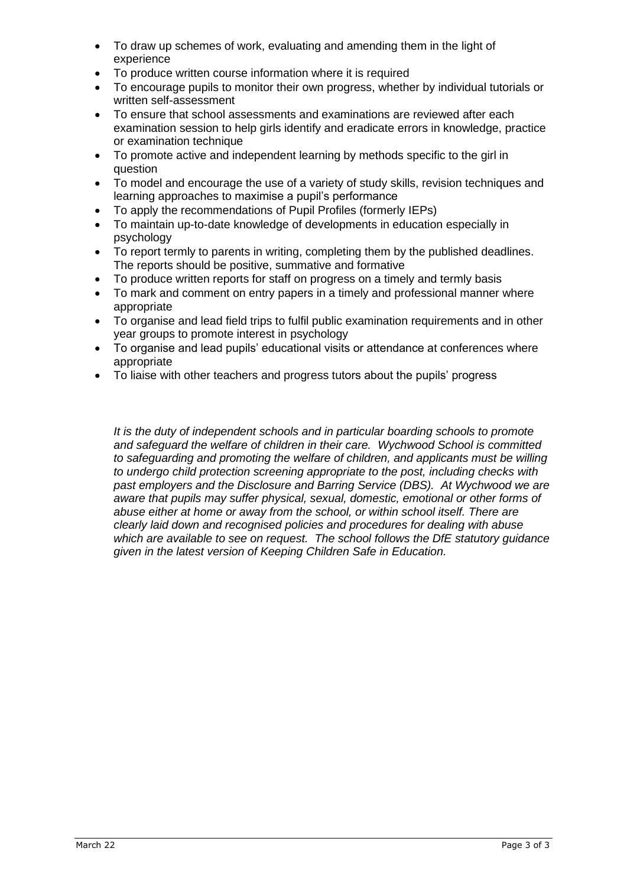- To draw up schemes of work, evaluating and amending them in the light of experience
- To produce written course information where it is required
- To encourage pupils to monitor their own progress, whether by individual tutorials or written self-assessment
- To ensure that school assessments and examinations are reviewed after each examination session to help girls identify and eradicate errors in knowledge, practice or examination technique
- To promote active and independent learning by methods specific to the girl in question
- To model and encourage the use of a variety of study skills, revision techniques and learning approaches to maximise a pupil's performance
- To apply the recommendations of Pupil Profiles (formerly IEPs)
- To maintain up-to-date knowledge of developments in education especially in psychology
- To report termly to parents in writing, completing them by the published deadlines. The reports should be positive, summative and formative
- To produce written reports for staff on progress on a timely and termly basis
- To mark and comment on entry papers in a timely and professional manner where appropriate
- To organise and lead field trips to fulfil public examination requirements and in other year groups to promote interest in psychology
- To organise and lead pupils' educational visits or attendance at conferences where appropriate
- To liaise with other teachers and progress tutors about the pupils' progress

*It is the duty of independent schools and in particular boarding schools to promote and safeguard the welfare of children in their care. Wychwood School is committed to safeguarding and promoting the welfare of children, and applicants must be willing to undergo child protection screening appropriate to the post, including checks with past employers and the Disclosure and Barring Service (DBS). At Wychwood we are aware that pupils may suffer physical, sexual, domestic, emotional or other forms of abuse either at home or away from the school, or within school itself. There are clearly laid down and recognised policies and procedures for dealing with abuse which are available to see on request. The school follows the DfE statutory guidance given in the latest version of Keeping Children Safe in Education.*